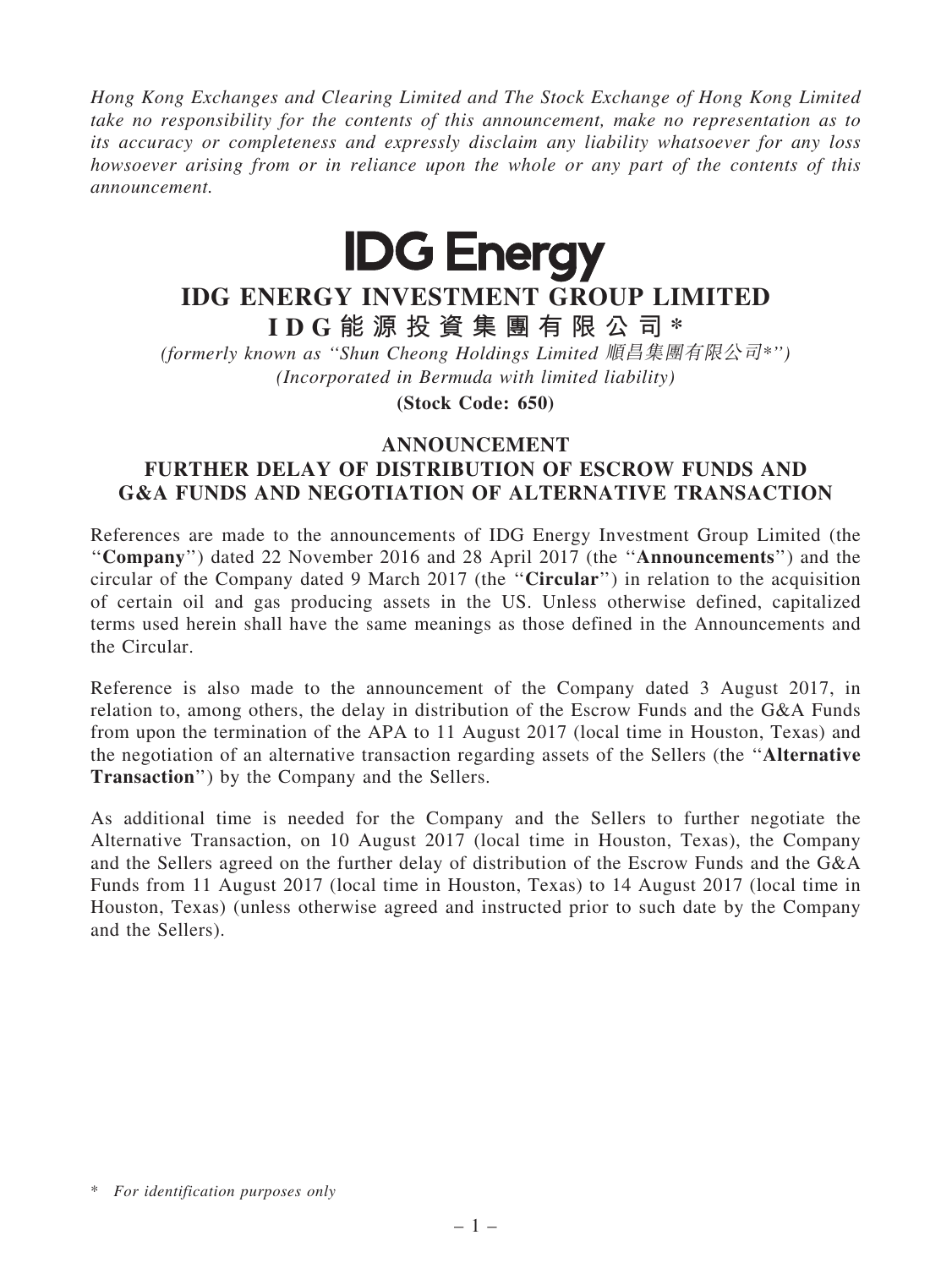*Hong Kong Exchanges and Clearing Limited and The Stock Exchange of Hong Kong Limited take no responsibility for the contents of this announcement, make no representation as to its accuracy or completeness and expressly disclaim any liability whatsoever for any loss howsoever arising from or in reliance upon the whole or any part of the contents of this announcement.*

**IDG Energy**

# IDG ENERGY INVESTMENT GROUP LIMITED

# IDG能源投資集團有限公司*

*(formerly known as "Shun Cheong Holdings Limited 順昌集團有限公司*")*

*(Incorporated in Bermuda with limited liability)*

**(Stock Code: 650)**

## ANNOUNCEMENT
## FURTHER DELAY OF DISTRIBUTION OF ESCROW FUNDS AND G&A FUNDS AND NEGOTIATION OF ALTERNATIVE TRANSACTION

References are made to the announcements of IDG Energy Investment Group Limited (the "**Company**") dated 22 November 2016 and 28 April 2017 (the "**Announcements**") and the circular of the Company dated 9 March 2017 (the "**Circular**") in relation to the acquisition of certain oil and gas producing assets in the US. Unless otherwise defined, capitalized terms used herein shall have the same meanings as those defined in the Announcements and the Circular.

Reference is also made to the announcement of the Company dated 3 August 2017, in relation to, among others, the delay in distribution of the Escrow Funds and the G&A Funds from upon the termination of the APA to 11 August 2017 (local time in Houston, Texas) and the negotiation of an alternative transaction regarding assets of the Sellers (the "**Alternative Transaction**") by the Company and the Sellers.

As additional time is needed for the Company and the Sellers to further negotiate the Alternative Transaction, on 10 August 2017 (local time in Houston, Texas), the Company and the Sellers agreed on the further delay of distribution of the Escrow Funds and the G&A Funds from 11 August 2017 (local time in Houston, Texas) to 14 August 2017 (local time in Houston, Texas) (unless otherwise agreed and instructed prior to such date by the Company and the Sellers).

\* *For identification purposes only*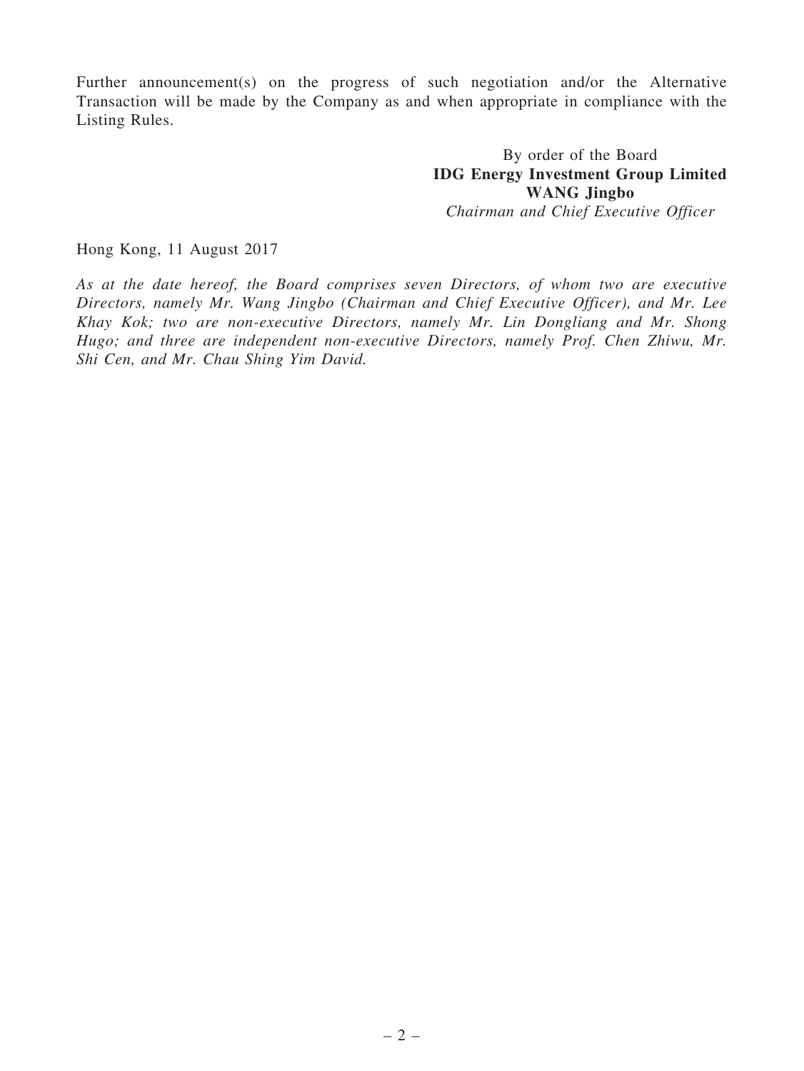Further announcement(s) on the progress of such negotiation and/or the Alternative Transaction will be made by the Company as and when appropriate in compliance with the Listing Rules.

By order of the Board
**IDG Energy Investment Group Limited**
**WANG Jingbo**
*Chairman and Chief Executive Officer*

Hong Kong, 11 August 2017

*As at the date hereof, the Board comprises seven Directors, of whom two are executive Directors, namely Mr. Wang Jingbo (Chairman and Chief Executive Officer), and Mr. Lee Khay Kok; two are non-executive Directors, namely Mr. Lin Dongliang and Mr. Shong Hugo; and three are independent non-executive Directors, namely Prof. Chen Zhiwu, Mr. Shi Cen, and Mr. Chau Shing Yim David.*